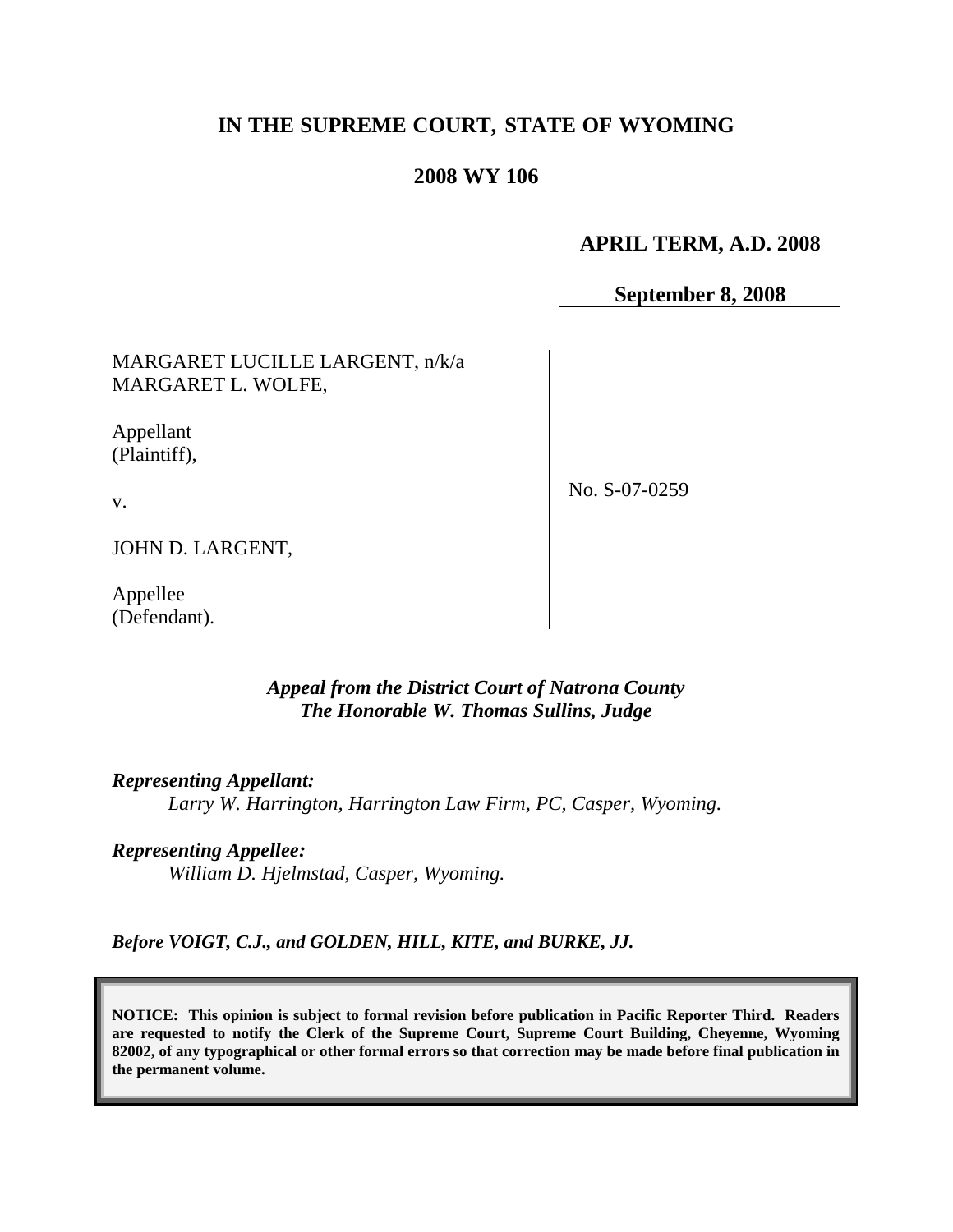# IN THE SUPREME COURT, STATE OF WYOMING

## 2008 WY 106

**APRIL TERM, A.D. 2008**

**September 8, 2008**

| | |
|---|---|
| MARGARET LUCILLE LARGENT, n/k/a MARGARET L. WOLFE,<br><br>Appellant (Plaintiff),<br><br>v.<br><br>JOHN D. LARGENT,<br><br>Appellee (Defendant). | No. S-07-0259 |

***Appeal from the District Court of Natrona County***
***The Honorable W. Thomas Sullins, Judge***

***Representing Appellant:***

*Larry W. Harrington, Harrington Law Firm, PC, Casper, Wyoming.*

***Representing Appellee:***

*William D. Hjelmstad, Casper, Wyoming.*

***Before VOIGT, C.J., and GOLDEN, HILL, KITE, and BURKE, JJ.***

**NOTICE: This opinion is subject to formal revision before publication in Pacific Reporter Third. Readers are requested to notify the Clerk of the Supreme Court, Supreme Court Building, Cheyenne, Wyoming 82002, of any typographical or other formal errors so that correction may be made before final publication in the permanent volume.**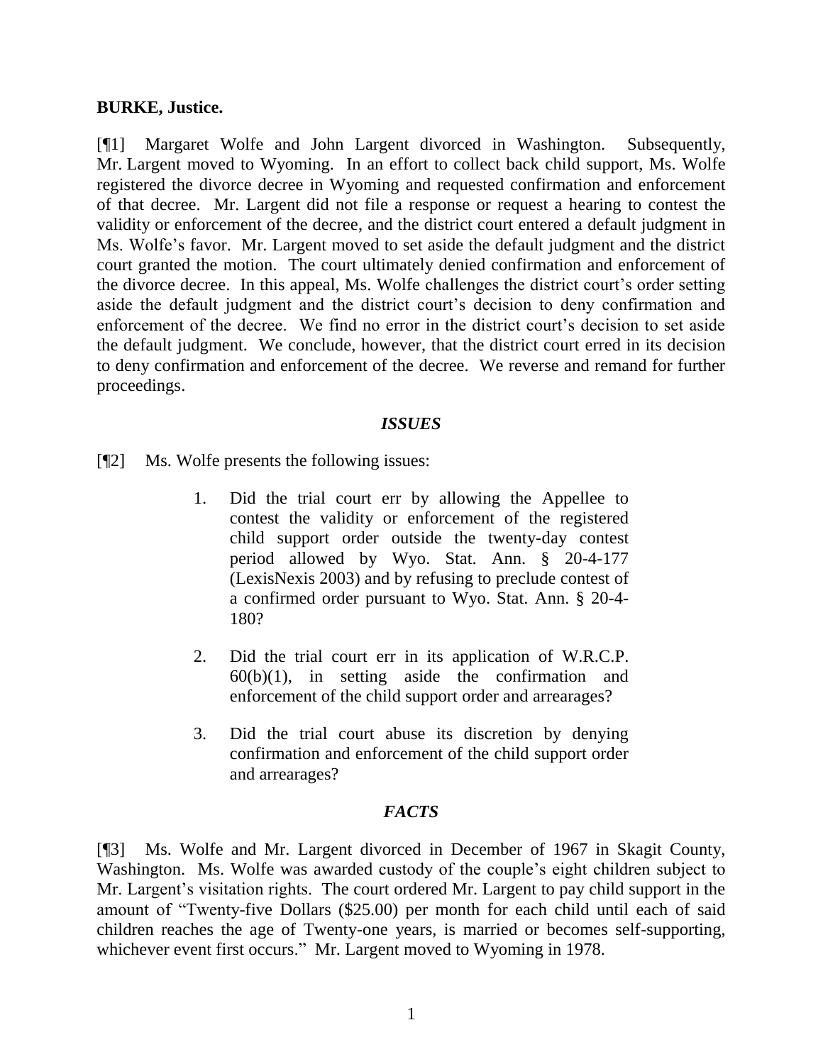**BURKE, Justice.**

[¶1] Margaret Wolfe and John Largent divorced in Washington. Subsequently, Mr. Largent moved to Wyoming. In an effort to collect back child support, Ms. Wolfe registered the divorce decree in Wyoming and requested confirmation and enforcement of that decree. Mr. Largent did not file a response or request a hearing to contest the validity or enforcement of the decree, and the district court entered a default judgment in Ms. Wolfe's favor. Mr. Largent moved to set aside the default judgment and the district court granted the motion. The court ultimately denied confirmation and enforcement of the divorce decree. In this appeal, Ms. Wolfe challenges the district court's order setting aside the default judgment and the district court's decision to deny confirmation and enforcement of the decree. We find no error in the district court's decision to set aside the default judgment. We conclude, however, that the district court erred in its decision to deny confirmation and enforcement of the decree. We reverse and remand for further proceedings.

## *ISSUES*

[¶2] Ms. Wolfe presents the following issues:

> 1. Did the trial court err by allowing the Appellee to contest the validity or enforcement of the registered child support order outside the twenty-day contest period allowed by Wyo. Stat. Ann. § 20-4-177 (LexisNexis 2003) and by refusing to preclude contest of a confirmed order pursuant to Wyo. Stat. Ann. § 20-4-180?
>
> 2. Did the trial court err in its application of W.R.C.P. 60(b)(1), in setting aside the confirmation and enforcement of the child support order and arrearages?
>
> 3. Did the trial court abuse its discretion by denying confirmation and enforcement of the child support order and arrearages?

## *FACTS*

[¶3] Ms. Wolfe and Mr. Largent divorced in December of 1967 in Skagit County, Washington. Ms. Wolfe was awarded custody of the couple's eight children subject to Mr. Largent's visitation rights. The court ordered Mr. Largent to pay child support in the amount of "Twenty-five Dollars ($25.00) per month for each child until each of said children reaches the age of Twenty-one years, is married or becomes self-supporting, whichever event first occurs." Mr. Largent moved to Wyoming in 1978.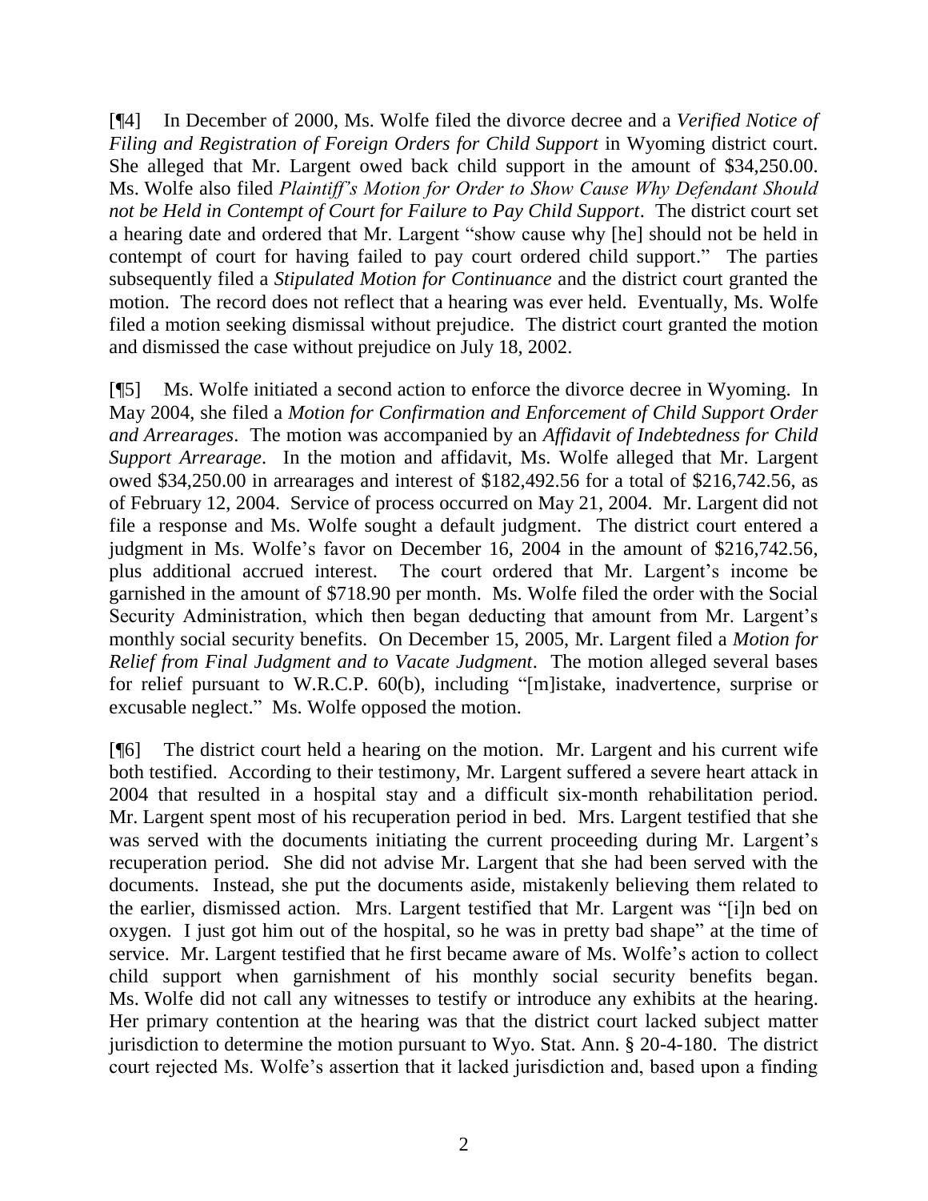[¶4] In December of 2000, Ms. Wolfe filed the divorce decree and a *Verified Notice of Filing and Registration of Foreign Orders for Child Support* in Wyoming district court. She alleged that Mr. Largent owed back child support in the amount of $34,250.00. Ms. Wolfe also filed *Plaintiff's Motion for Order to Show Cause Why Defendant Should not be Held in Contempt of Court for Failure to Pay Child Support*. The district court set a hearing date and ordered that Mr. Largent "show cause why [he] should not be held in contempt of court for having failed to pay court ordered child support." The parties subsequently filed a *Stipulated Motion for Continuance* and the district court granted the motion. The record does not reflect that a hearing was ever held. Eventually, Ms. Wolfe filed a motion seeking dismissal without prejudice. The district court granted the motion and dismissed the case without prejudice on July 18, 2002.

[¶5] Ms. Wolfe initiated a second action to enforce the divorce decree in Wyoming. In May 2004, she filed a *Motion for Confirmation and Enforcement of Child Support Order and Arrearages*. The motion was accompanied by an *Affidavit of Indebtedness for Child Support Arrearage*. In the motion and affidavit, Ms. Wolfe alleged that Mr. Largent owed $34,250.00 in arrearages and interest of $182,492.56 for a total of $216,742.56, as of February 12, 2004. Service of process occurred on May 21, 2004. Mr. Largent did not file a response and Ms. Wolfe sought a default judgment. The district court entered a judgment in Ms. Wolfe's favor on December 16, 2004 in the amount of $216,742.56, plus additional accrued interest. The court ordered that Mr. Largent's income be garnished in the amount of $718.90 per month. Ms. Wolfe filed the order with the Social Security Administration, which then began deducting that amount from Mr. Largent's monthly social security benefits. On December 15, 2005, Mr. Largent filed a *Motion for Relief from Final Judgment and to Vacate Judgment*. The motion alleged several bases for relief pursuant to W.R.C.P. 60(b), including "[m]istake, inadvertence, surprise or excusable neglect." Ms. Wolfe opposed the motion.

[¶6] The district court held a hearing on the motion. Mr. Largent and his current wife both testified. According to their testimony, Mr. Largent suffered a severe heart attack in 2004 that resulted in a hospital stay and a difficult six-month rehabilitation period. Mr. Largent spent most of his recuperation period in bed. Mrs. Largent testified that she was served with the documents initiating the current proceeding during Mr. Largent's recuperation period. She did not advise Mr. Largent that she had been served with the documents. Instead, she put the documents aside, mistakenly believing them related to the earlier, dismissed action. Mrs. Largent testified that Mr. Largent was "[i]n bed on oxygen. I just got him out of the hospital, so he was in pretty bad shape" at the time of service. Mr. Largent testified that he first became aware of Ms. Wolfe's action to collect child support when garnishment of his monthly social security benefits began. Ms. Wolfe did not call any witnesses to testify or introduce any exhibits at the hearing. Her primary contention at the hearing was that the district court lacked subject matter jurisdiction to determine the motion pursuant to Wyo. Stat. Ann. § 20-4-180. The district court rejected Ms. Wolfe's assertion that it lacked jurisdiction and, based upon a finding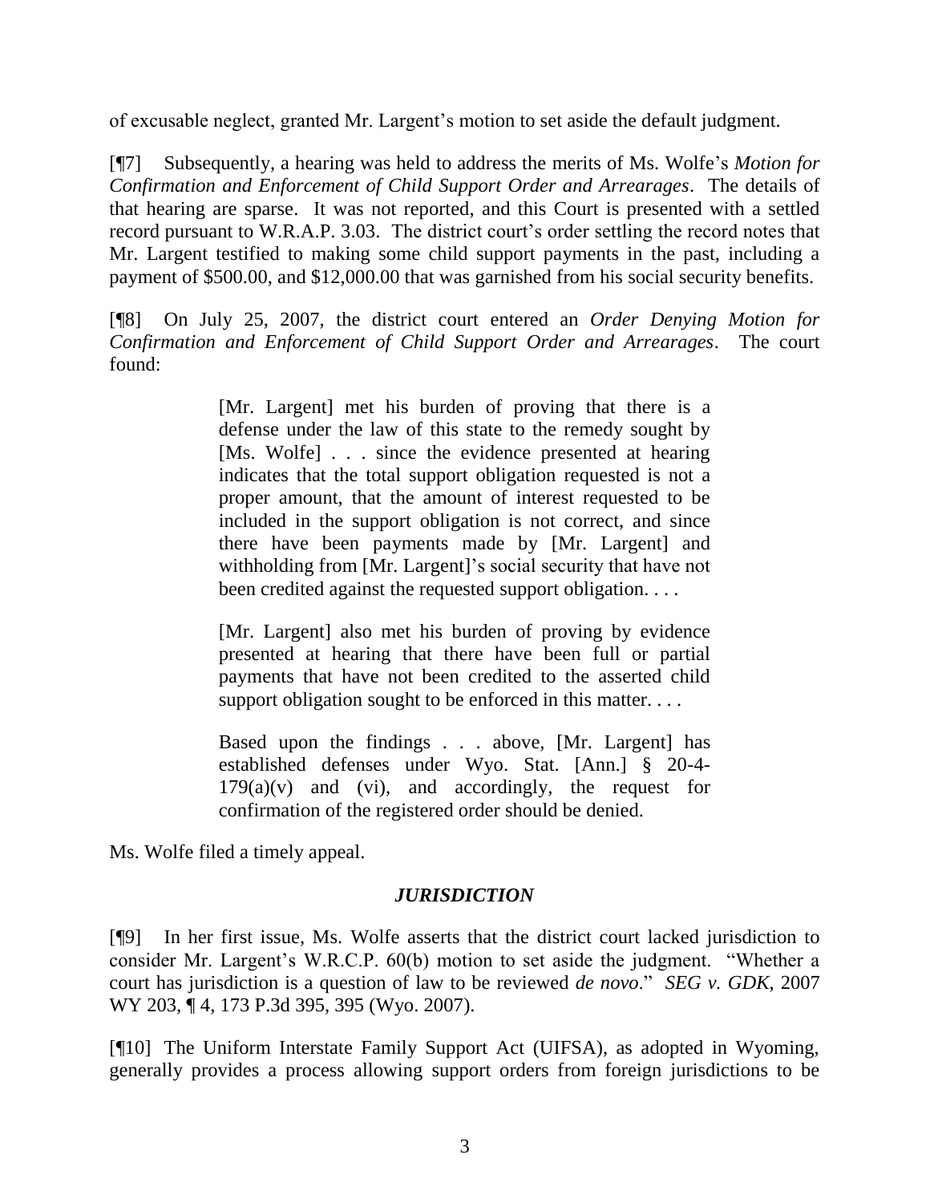of excusable neglect, granted Mr. Largent's motion to set aside the default judgment.

[¶7] Subsequently, a hearing was held to address the merits of Ms. Wolfe's *Motion for Confirmation and Enforcement of Child Support Order and Arrearages*. The details of that hearing are sparse. It was not reported, and this Court is presented with a settled record pursuant to W.R.A.P. 3.03. The district court's order settling the record notes that Mr. Largent testified to making some child support payments in the past, including a payment of $500.00, and $12,000.00 that was garnished from his social security benefits.

[¶8] On July 25, 2007, the district court entered an *Order Denying Motion for Confirmation and Enforcement of Child Support Order and Arrearages*. The court found:

> [Mr. Largent] met his burden of proving that there is a defense under the law of this state to the remedy sought by [Ms. Wolfe] . . . since the evidence presented at hearing indicates that the total support obligation requested is not a proper amount, that the amount of interest requested to be included in the support obligation is not correct, and since there have been payments made by [Mr. Largent] and withholding from [Mr. Largent]'s social security that have not been credited against the requested support obligation. . . .
>
> [Mr. Largent] also met his burden of proving by evidence presented at hearing that there have been full or partial payments that have not been credited to the asserted child support obligation sought to be enforced in this matter. . . .
>
> Based upon the findings . . . above, [Mr. Largent] has established defenses under Wyo. Stat. [Ann.] § 20-4-179(a)(v) and (vi), and accordingly, the request for confirmation of the registered order should be denied.

Ms. Wolfe filed a timely appeal.

## *JURISDICTION*

[¶9] In her first issue, Ms. Wolfe asserts that the district court lacked jurisdiction to consider Mr. Largent's W.R.C.P. 60(b) motion to set aside the judgment. "Whether a court has jurisdiction is a question of law to be reviewed *de novo*." *SEG v. GDK*, 2007 WY 203, ¶ 4, 173 P.3d 395, 395 (Wyo. 2007).

[¶10] The Uniform Interstate Family Support Act (UIFSA), as adopted in Wyoming, generally provides a process allowing support orders from foreign jurisdictions to be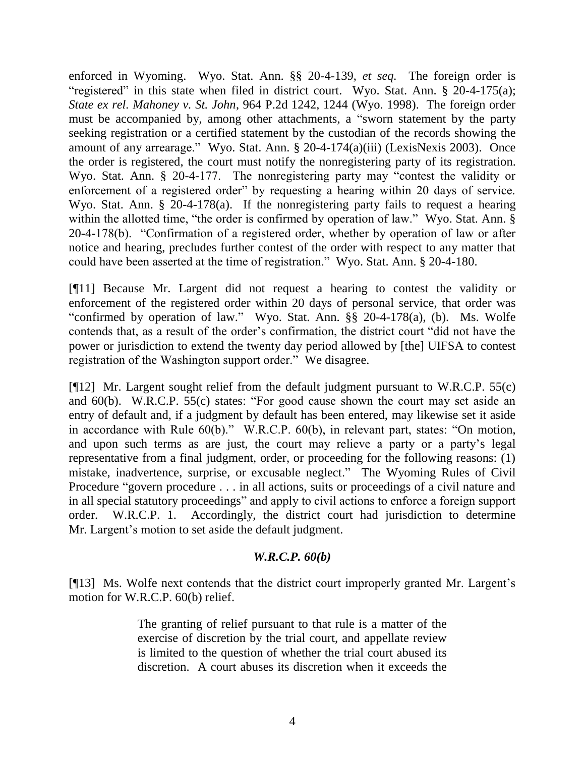enforced in Wyoming. Wyo. Stat. Ann. §§ 20-4-139, *et seq.* The foreign order is "registered" in this state when filed in district court. Wyo. Stat. Ann. § 20-4-175(a); *State ex rel. Mahoney v. St. John*, 964 P.2d 1242, 1244 (Wyo. 1998). The foreign order must be accompanied by, among other attachments, a "sworn statement by the party seeking registration or a certified statement by the custodian of the records showing the amount of any arrearage." Wyo. Stat. Ann. § 20-4-174(a)(iii) (LexisNexis 2003). Once the order is registered, the court must notify the nonregistering party of its registration. Wyo. Stat. Ann. § 20-4-177. The nonregistering party may "contest the validity or enforcement of a registered order" by requesting a hearing within 20 days of service. Wyo. Stat. Ann. § 20-4-178(a). If the nonregistering party fails to request a hearing within the allotted time, "the order is confirmed by operation of law." Wyo. Stat. Ann. § 20-4-178(b). "Confirmation of a registered order, whether by operation of law or after notice and hearing, precludes further contest of the order with respect to any matter that could have been asserted at the time of registration." Wyo. Stat. Ann. § 20-4-180.

[¶11] Because Mr. Largent did not request a hearing to contest the validity or enforcement of the registered order within 20 days of personal service, that order was "confirmed by operation of law." Wyo. Stat. Ann. §§ 20-4-178(a), (b). Ms. Wolfe contends that, as a result of the order's confirmation, the district court "did not have the power or jurisdiction to extend the twenty day period allowed by [the] UIFSA to contest registration of the Washington support order." We disagree.

[¶12] Mr. Largent sought relief from the default judgment pursuant to W.R.C.P. 55(c) and 60(b). W.R.C.P. 55(c) states: "For good cause shown the court may set aside an entry of default and, if a judgment by default has been entered, may likewise set it aside in accordance with Rule 60(b)." W.R.C.P. 60(b), in relevant part, states: "On motion, and upon such terms as are just, the court may relieve a party or a party's legal representative from a final judgment, order, or proceeding for the following reasons: (1) mistake, inadvertence, surprise, or excusable neglect." The Wyoming Rules of Civil Procedure "govern procedure . . . in all actions, suits or proceedings of a civil nature and in all special statutory proceedings" and apply to civil actions to enforce a foreign support order. W.R.C.P. 1. Accordingly, the district court had jurisdiction to determine Mr. Largent's motion to set aside the default judgment.

### *W.R.C.P. 60(b)*

[¶13] Ms. Wolfe next contends that the district court improperly granted Mr. Largent's motion for W.R.C.P. 60(b) relief.

> The granting of relief pursuant to that rule is a matter of the exercise of discretion by the trial court, and appellate review is limited to the question of whether the trial court abused its discretion. A court abuses its discretion when it exceeds the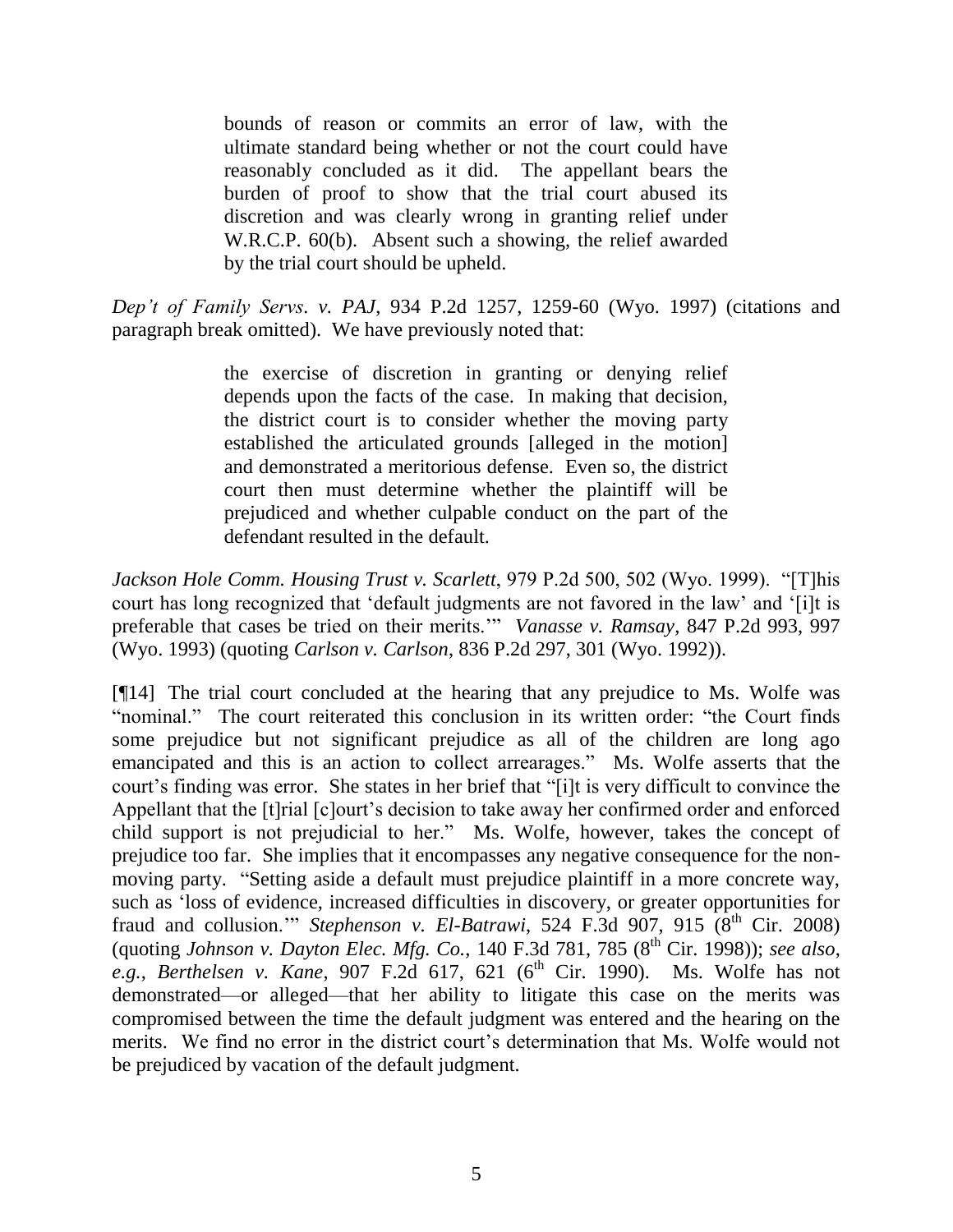> bounds of reason or commits an error of law, with the ultimate standard being whether or not the court could have reasonably concluded as it did. The appellant bears the burden of proof to show that the trial court abused its discretion and was clearly wrong in granting relief under W.R.C.P. 60(b). Absent such a showing, the relief awarded by the trial court should be upheld.

*Dep't of Family Servs. v. PAJ*, 934 P.2d 1257, 1259-60 (Wyo. 1997) (citations and paragraph break omitted). We have previously noted that:

> the exercise of discretion in granting or denying relief depends upon the facts of the case. In making that decision, the district court is to consider whether the moving party established the articulated grounds [alleged in the motion] and demonstrated a meritorious defense. Even so, the district court then must determine whether the plaintiff will be prejudiced and whether culpable conduct on the part of the defendant resulted in the default.

*Jackson Hole Comm. Housing Trust v. Scarlett*, 979 P.2d 500, 502 (Wyo. 1999). "[T]his court has long recognized that 'default judgments are not favored in the law' and '[i]t is preferable that cases be tried on their merits.'" *Vanasse v. Ramsay*, 847 P.2d 993, 997 (Wyo. 1993) (quoting *Carlson v. Carlson*, 836 P.2d 297, 301 (Wyo. 1992)).

[¶14] The trial court concluded at the hearing that any prejudice to Ms. Wolfe was "nominal." The court reiterated this conclusion in its written order: "the Court finds some prejudice but not significant prejudice as all of the children are long ago emancipated and this is an action to collect arrearages." Ms. Wolfe asserts that the court's finding was error. She states in her brief that "[i]t is very difficult to convince the Appellant that the [t]rial [c]ourt's decision to take away her confirmed order and enforced child support is not prejudicial to her." Ms. Wolfe, however, takes the concept of prejudice too far. She implies that it encompasses any negative consequence for the non-moving party. "Setting aside a default must prejudice plaintiff in a more concrete way, such as 'loss of evidence, increased difficulties in discovery, or greater opportunities for fraud and collusion.'" *Stephenson v. El-Batrawi*, 524 F.3d 907, 915 (8th Cir. 2008) (quoting *Johnson v. Dayton Elec. Mfg. Co.*, 140 F.3d 781, 785 (8th Cir. 1998)); *see also*, *e.g.*, *Berthelsen v. Kane*, 907 F.2d 617, 621 (6th Cir. 1990). Ms. Wolfe has not demonstrated—or alleged—that her ability to litigate this case on the merits was compromised between the time the default judgment was entered and the hearing on the merits. We find no error in the district court's determination that Ms. Wolfe would not be prejudiced by vacation of the default judgment.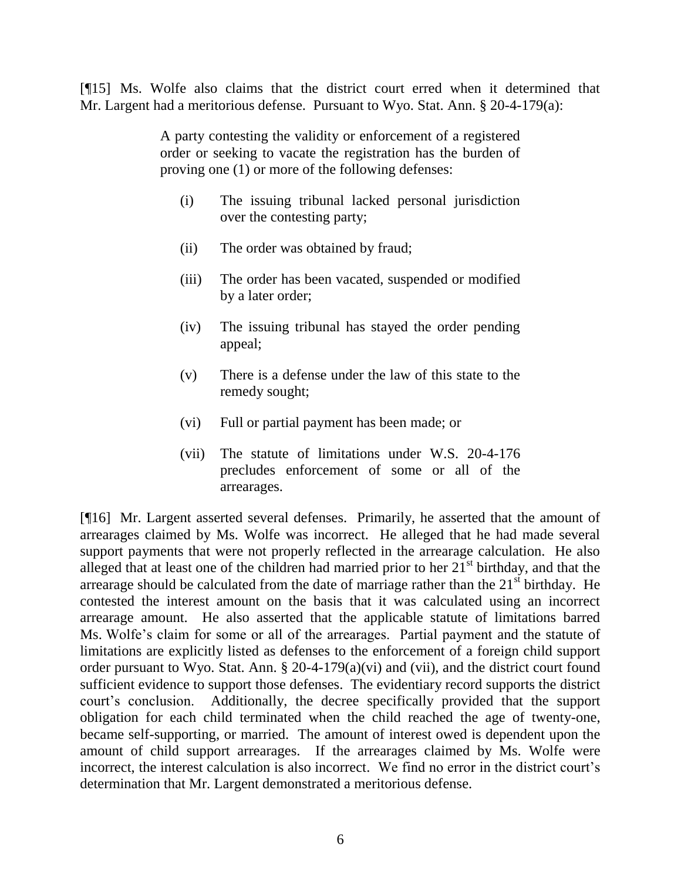[¶15] Ms. Wolfe also claims that the district court erred when it determined that Mr. Largent had a meritorious defense. Pursuant to Wyo. Stat. Ann. § 20-4-179(a):

> A party contesting the validity or enforcement of a registered order or seeking to vacate the registration has the burden of proving one (1) or more of the following defenses:
>
> (i) The issuing tribunal lacked personal jurisdiction over the contesting party;
>
> (ii) The order was obtained by fraud;
>
> (iii) The order has been vacated, suspended or modified by a later order;
>
> (iv) The issuing tribunal has stayed the order pending appeal;
>
> (v) There is a defense under the law of this state to the remedy sought;
>
> (vi) Full or partial payment has been made; or
>
> (vii) The statute of limitations under W.S. 20-4-176 precludes enforcement of some or all of the arrearages.

[¶16] Mr. Largent asserted several defenses. Primarily, he asserted that the amount of arrearages claimed by Ms. Wolfe was incorrect. He alleged that he had made several support payments that were not properly reflected in the arrearage calculation. He also alleged that at least one of the children had married prior to her 21st birthday, and that the arrearage should be calculated from the date of marriage rather than the 21st birthday. He contested the interest amount on the basis that it was calculated using an incorrect arrearage amount. He also asserted that the applicable statute of limitations barred Ms. Wolfe's claim for some or all of the arrearages. Partial payment and the statute of limitations are explicitly listed as defenses to the enforcement of a foreign child support order pursuant to Wyo. Stat. Ann. § 20-4-179(a)(vi) and (vii), and the district court found sufficient evidence to support those defenses. The evidentiary record supports the district court's conclusion. Additionally, the decree specifically provided that the support obligation for each child terminated when the child reached the age of twenty-one, became self-supporting, or married. The amount of interest owed is dependent upon the amount of child support arrearages. If the arrearages claimed by Ms. Wolfe were incorrect, the interest calculation is also incorrect. We find no error in the district court's determination that Mr. Largent demonstrated a meritorious defense.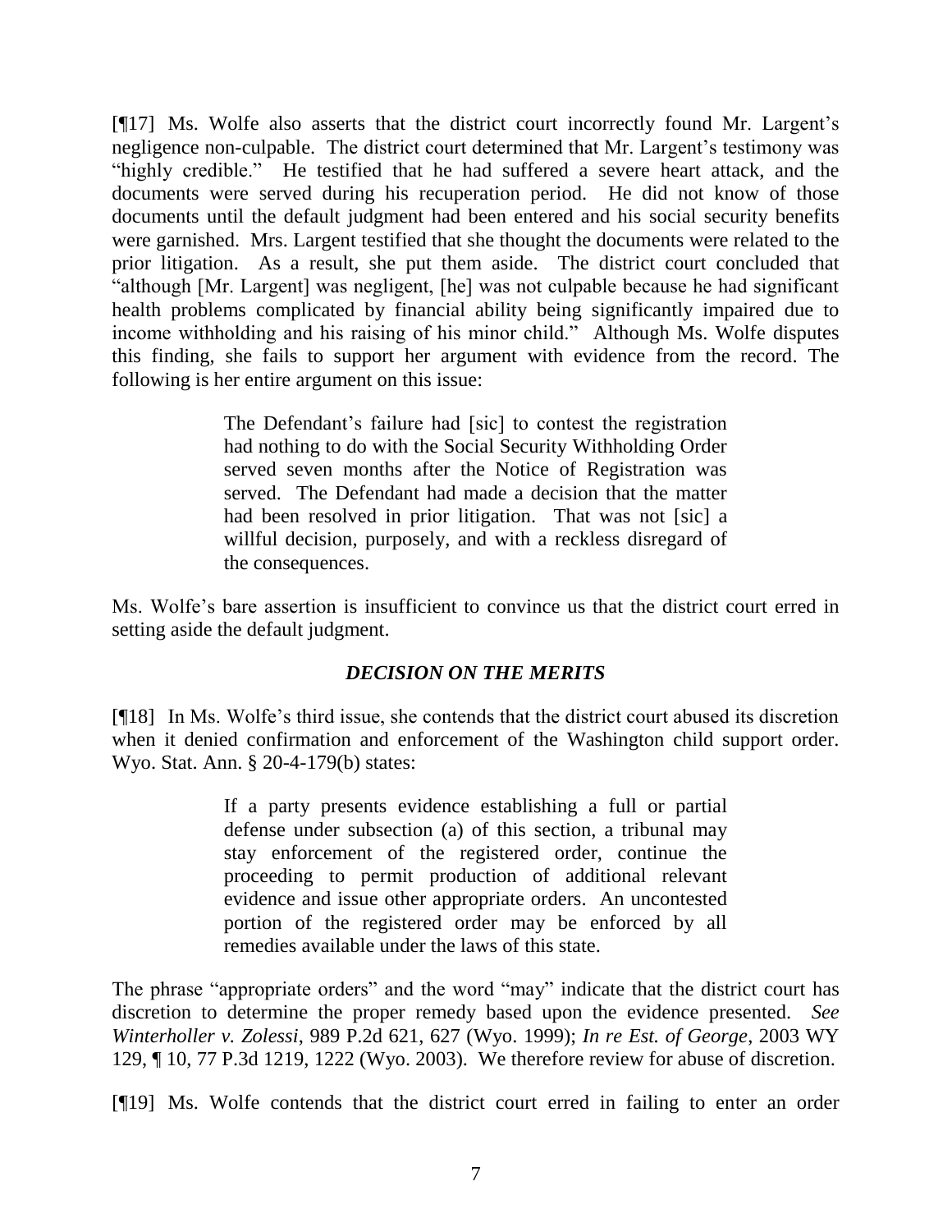[¶17] Ms. Wolfe also asserts that the district court incorrectly found Mr. Largent's negligence non-culpable. The district court determined that Mr. Largent's testimony was "highly credible." He testified that he had suffered a severe heart attack, and the documents were served during his recuperation period. He did not know of those documents until the default judgment had been entered and his social security benefits were garnished. Mrs. Largent testified that she thought the documents were related to the prior litigation. As a result, she put them aside. The district court concluded that "although [Mr. Largent] was negligent, [he] was not culpable because he had significant health problems complicated by financial ability being significantly impaired due to income withholding and his raising of his minor child." Although Ms. Wolfe disputes this finding, she fails to support her argument with evidence from the record. The following is her entire argument on this issue:

> The Defendant's failure had [sic] to contest the registration had nothing to do with the Social Security Withholding Order served seven months after the Notice of Registration was served. The Defendant had made a decision that the matter had been resolved in prior litigation. That was not [sic] a willful decision, purposely, and with a reckless disregard of the consequences.

Ms. Wolfe's bare assertion is insufficient to convince us that the district court erred in setting aside the default judgment.

### *DECISION ON THE MERITS*

[¶18] In Ms. Wolfe's third issue, she contends that the district court abused its discretion when it denied confirmation and enforcement of the Washington child support order. Wyo. Stat. Ann. § 20-4-179(b) states:

> If a party presents evidence establishing a full or partial defense under subsection (a) of this section, a tribunal may stay enforcement of the registered order, continue the proceeding to permit production of additional relevant evidence and issue other appropriate orders. An uncontested portion of the registered order may be enforced by all remedies available under the laws of this state.

The phrase "appropriate orders" and the word "may" indicate that the district court has discretion to determine the proper remedy based upon the evidence presented. *See Winterholler v. Zolessi*, 989 P.2d 621, 627 (Wyo. 1999); *In re Est. of George*, 2003 WY 129, ¶ 10, 77 P.3d 1219, 1222 (Wyo. 2003). We therefore review for abuse of discretion.

[¶19] Ms. Wolfe contends that the district court erred in failing to enter an order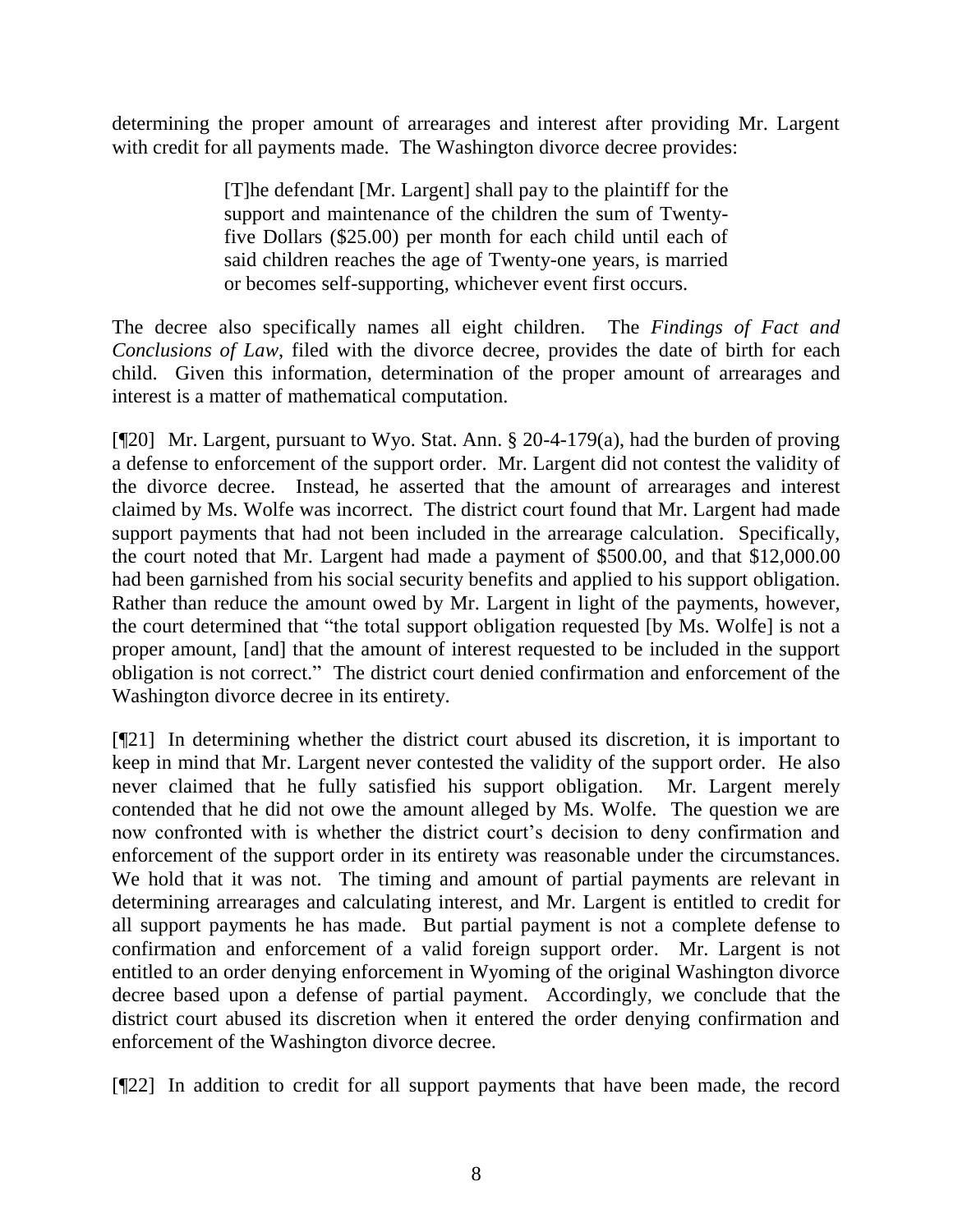determining the proper amount of arrearages and interest after providing Mr. Largent with credit for all payments made. The Washington divorce decree provides:

> [T]he defendant [Mr. Largent] shall pay to the plaintiff for the support and maintenance of the children the sum of Twenty-five Dollars ($25.00) per month for each child until each of said children reaches the age of Twenty-one years, is married or becomes self-supporting, whichever event first occurs.

The decree also specifically names all eight children. The *Findings of Fact and Conclusions of Law*, filed with the divorce decree, provides the date of birth for each child. Given this information, determination of the proper amount of arrearages and interest is a matter of mathematical computation.

[¶20] Mr. Largent, pursuant to Wyo. Stat. Ann. § 20-4-179(a), had the burden of proving a defense to enforcement of the support order. Mr. Largent did not contest the validity of the divorce decree. Instead, he asserted that the amount of arrearages and interest claimed by Ms. Wolfe was incorrect. The district court found that Mr. Largent had made support payments that had not been included in the arrearage calculation. Specifically, the court noted that Mr. Largent had made a payment of $500.00, and that $12,000.00 had been garnished from his social security benefits and applied to his support obligation. Rather than reduce the amount owed by Mr. Largent in light of the payments, however, the court determined that "the total support obligation requested [by Ms. Wolfe] is not a proper amount, [and] that the amount of interest requested to be included in the support obligation is not correct." The district court denied confirmation and enforcement of the Washington divorce decree in its entirety.

[¶21] In determining whether the district court abused its discretion, it is important to keep in mind that Mr. Largent never contested the validity of the support order. He also never claimed that he fully satisfied his support obligation. Mr. Largent merely contended that he did not owe the amount alleged by Ms. Wolfe. The question we are now confronted with is whether the district court's decision to deny confirmation and enforcement of the support order in its entirety was reasonable under the circumstances. We hold that it was not. The timing and amount of partial payments are relevant in determining arrearages and calculating interest, and Mr. Largent is entitled to credit for all support payments he has made. But partial payment is not a complete defense to confirmation and enforcement of a valid foreign support order. Mr. Largent is not entitled to an order denying enforcement in Wyoming of the original Washington divorce decree based upon a defense of partial payment. Accordingly, we conclude that the district court abused its discretion when it entered the order denying confirmation and enforcement of the Washington divorce decree.

[¶22] In addition to credit for all support payments that have been made, the record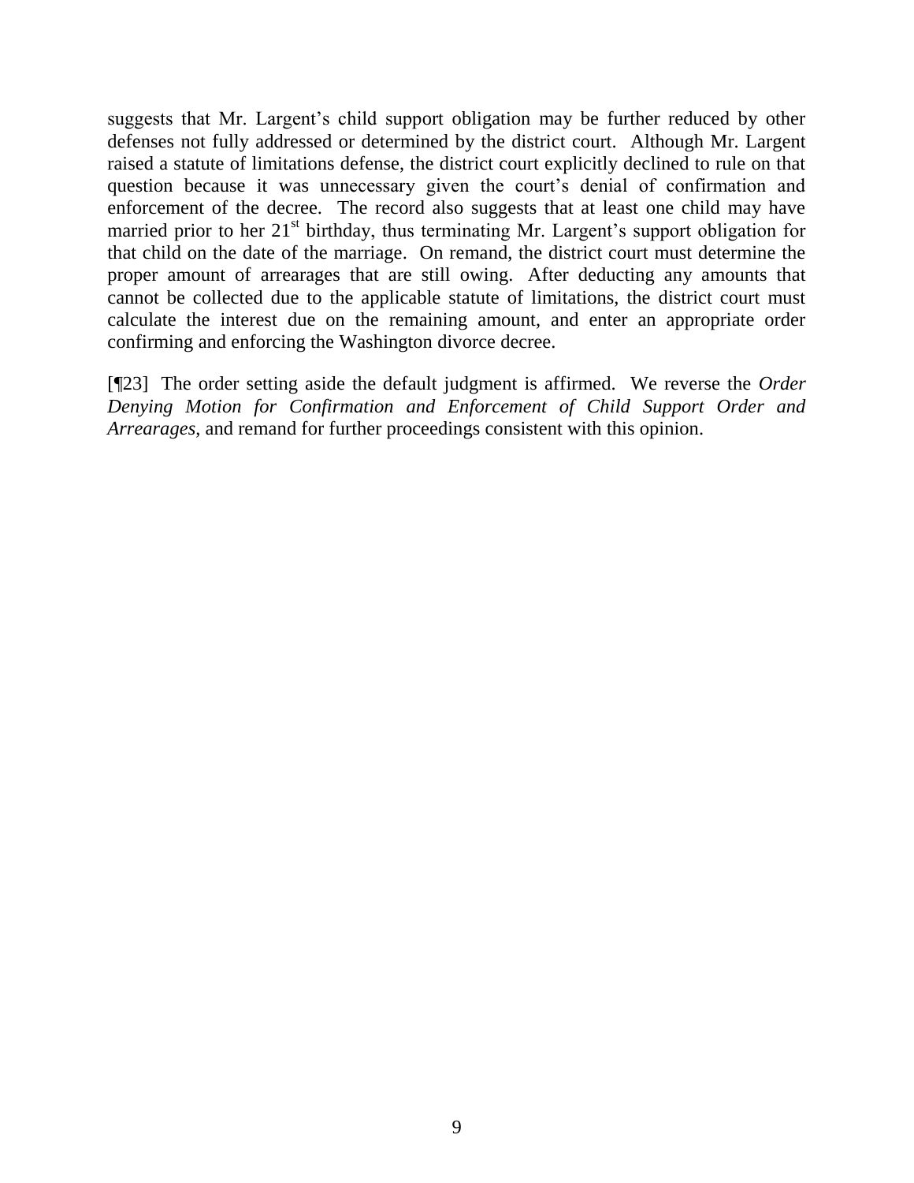suggests that Mr. Largent's child support obligation may be further reduced by other defenses not fully addressed or determined by the district court. Although Mr. Largent raised a statute of limitations defense, the district court explicitly declined to rule on that question because it was unnecessary given the court's denial of confirmation and enforcement of the decree. The record also suggests that at least one child may have married prior to her 21st birthday, thus terminating Mr. Largent's support obligation for that child on the date of the marriage. On remand, the district court must determine the proper amount of arrearages that are still owing. After deducting any amounts that cannot be collected due to the applicable statute of limitations, the district court must calculate the interest due on the remaining amount, and enter an appropriate order confirming and enforcing the Washington divorce decree.

[¶23] The order setting aside the default judgment is affirmed. We reverse the *Order Denying Motion for Confirmation and Enforcement of Child Support Order and Arrearages*, and remand for further proceedings consistent with this opinion.